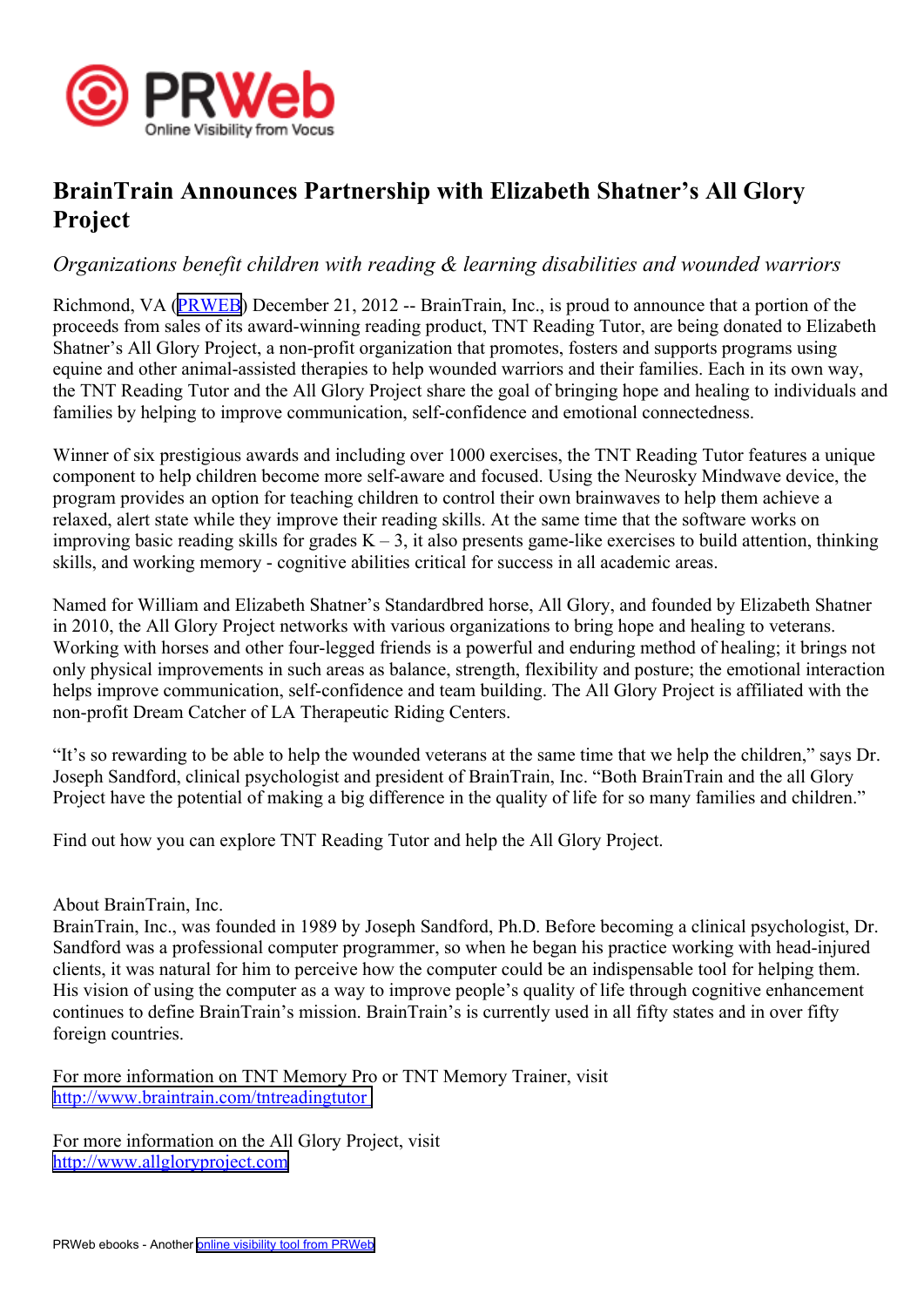# BrainTrain Announces Partnership with Elizabeth Shatner's All Glory Project

*Organizations benefit children with reading & learning disabilities and wounded warriors*

Richmond, VA (PRWEB) December 21, 2012 -- BrainTrain, Inc., is proud to announce that a portion of the proceeds from sales of its award-winning reading product, TNT Reading Tutor, are being donated to Elizabeth Shatner's All Glory Project, a non-profit organization that promotes, fosters and supports programs using equine and other animal-assisted therapies to help wounded warriors and their families. Each in its own way, the TNT Reading Tutor and the All Glory Project share the goal of bringing hope and healing to individuals and families by helping to improve communication, self-confidence and emotional connectedness.

Winner of six prestigious awards and including over 1000 exercises, the TNT Reading Tutor features a unique component to help children become more self-aware and focused. Using the Neurosky Mindwave device, the program provides an option for teaching children to control their own brainwaves to help them achieve a relaxed, alert state while they improve their reading skills. At the same time that the software works on improving basic reading skills for grades K – 3, it also presents game-like exercises to build attention, thinking skills, and working memory - cognitive abilities critical for success in all academic areas.

Named for William and Elizabeth Shatner's Standardbred horse, All Glory, and founded by Elizabeth Shatner in 2010, the All Glory Project networks with various organizations to bring hope and healing to veterans. Working with horses and other four-legged friends is a powerful and enduring method of healing; it brings not only physical improvements in such areas as balance, strength, flexibility and posture; the emotional interaction helps improve communication, self-confidence and team building. The All Glory Project is affiliated with the non-profit Dream Catcher of LA Therapeutic Riding Centers.

"It's so rewarding to be able to help the wounded veterans at the same time that we help the children," says Dr. Joseph Sandford, clinical psychologist and president of BrainTrain, Inc. "Both BrainTrain and the all Glory Project have the potential of making a big difference in the quality of life for so many families and children."

Find out how you can explore TNT Reading Tutor and help the All Glory Project.

About BrainTrain, Inc.
BrainTrain, Inc., was founded in 1989 by Joseph Sandford, Ph.D. Before becoming a clinical psychologist, Dr. Sandford was a professional computer programmer, so when he began his practice working with head-injured clients, it was natural for him to perceive how the computer could be an indispensable tool for helping them. His vision of using the computer as a way to improve people's quality of life through cognitive enhancement continues to define BrainTrain's mission. BrainTrain's is currently used in all fifty states and in over fifty foreign countries.

For more information on TNT Memory Pro or TNT Memory Trainer, visit
http://www.braintrain.com/tntreadingtutor

For more information on the All Glory Project, visit
http://www.allgloryproject.com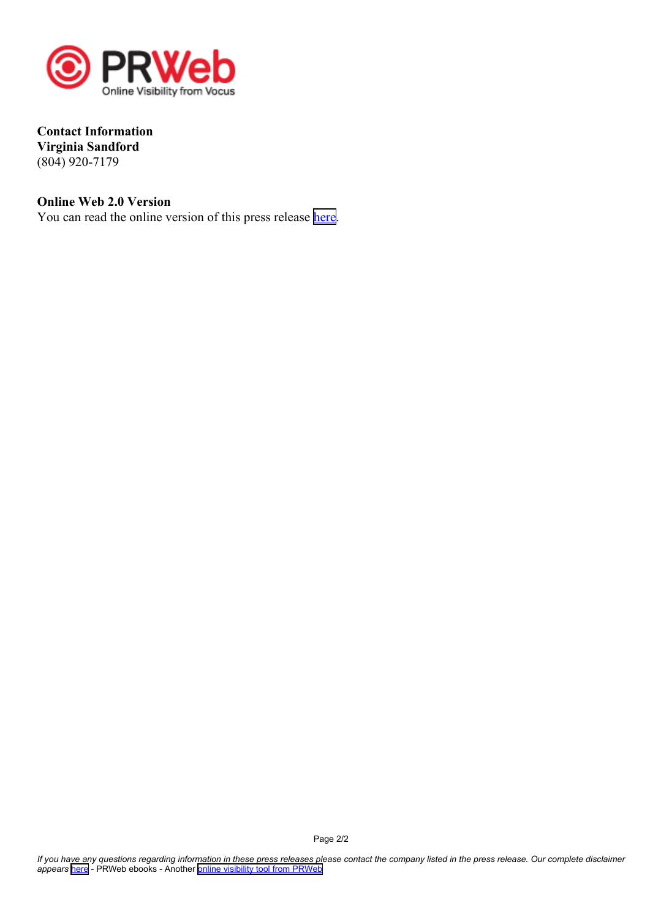**Contact Information**
**Virginia Sandford**
(804) 920-7179

**Online Web 2.0 Version**
You can read the online version of this press release here.

*If you have any questions regarding information in these press releases please contact the company listed in the press release. Our complete disclaimer appears here* - PRWeb ebooks - Another online visibility tool from PRWeb